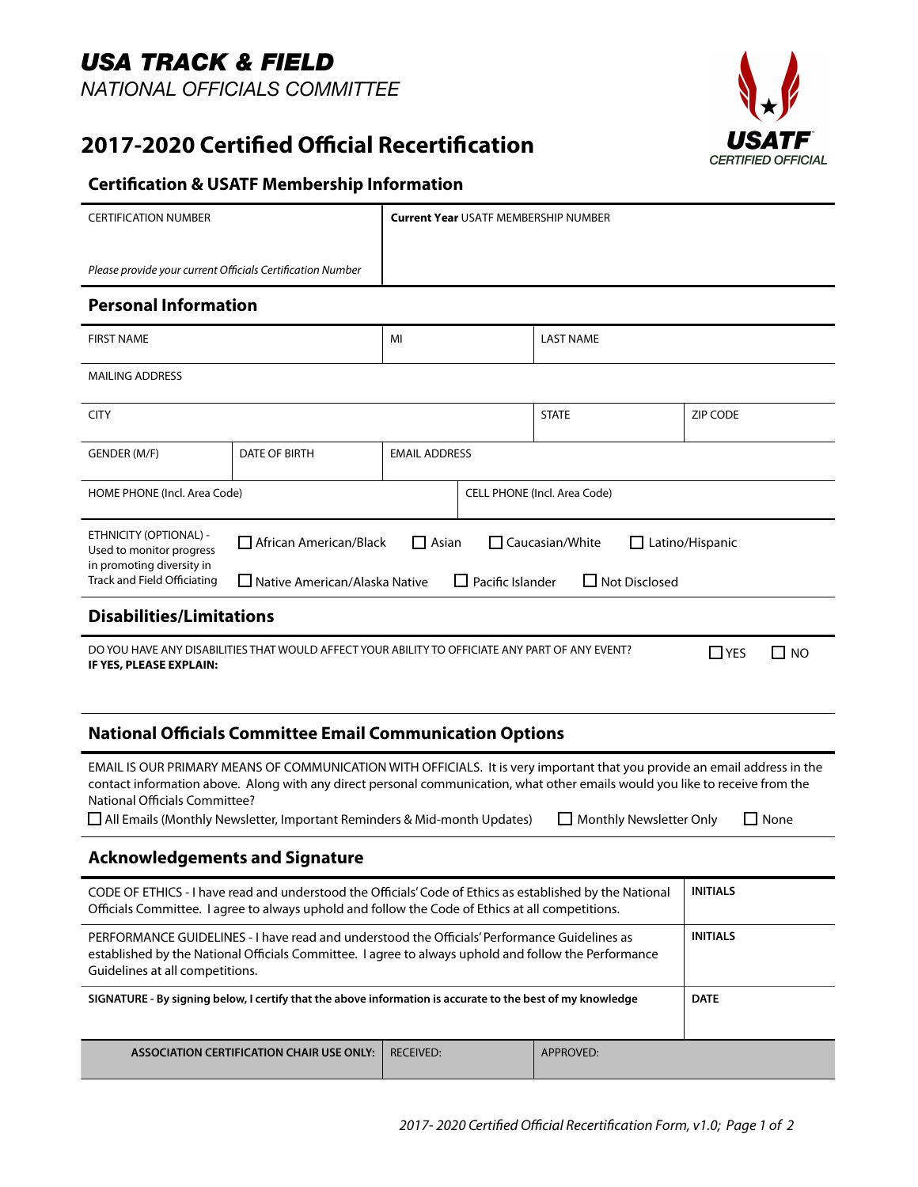# USA TRACK & FIELD

*NATIONAL OFFICIALS COMMITTEE*

USATF
*CERTIFIED OFFICIAL*

## 2017-2020 Certified Official Recertification

### Certification & USATF Membership Information

| CERTIFICATION NUMBER<br><br>*Please provide your current Officials Certification Number* | **Current Year** USATF MEMBERSHIP NUMBER |
|---|---|

### Personal Information

| FIRST NAME | MI | LAST NAME |
|---|---|---|

MAILING ADDRESS

| CITY | STATE | ZIP CODE |
|---|---|---|

| GENDER (M/F) | DATE OF BIRTH | EMAIL ADDRESS |
|---|---|---|

| HOME PHONE (Incl. Area Code) | CELL PHONE (Incl. Area Code) |
|---|---|

ETHNICITY (OPTIONAL) - Used to monitor progress in promoting diversity in Track and Field Officiating

☐ African American/Black ☐ Asian ☐ Caucasian/White ☐ Latino/Hispanic
☐ Native American/Alaska Native ☐ Pacific Islander ☐ Not Disclosed

### Disabilities/Limitations

DO YOU HAVE ANY DISABILITIES THAT WOULD AFFECT YOUR ABILITY TO OFFICIATE ANY PART OF ANY EVENT? ☐ YES ☐ NO
**IF YES, PLEASE EXPLAIN:**

### National Officials Committee Email Communication Options

EMAIL IS OUR PRIMARY MEANS OF COMMUNICATION WITH OFFICIALS. It is very important that you provide an email address in the contact information above. Along with any direct personal communication, what other emails would you like to receive from the National Officials Committee?

☐ All Emails (Monthly Newsletter, Important Reminders & Mid-month Updates) ☐ Monthly Newsletter Only ☐ None

### Acknowledgements and Signature

| | |
|---|---|
| CODE OF ETHICS - I have read and understood the Officials' Code of Ethics as established by the National Officials Committee. I agree to always uphold and follow the Code of Ethics at all competitions. | **INITIALS** |
| PERFORMANCE GUIDELINES - I have read and understood the Officials' Performance Guidelines as established by the National Officials Committee. I agree to always uphold and follow the Performance Guidelines at all competitions. | **INITIALS** |
| **SIGNATURE - By signing below, I certify that the above information is accurate to the best of my knowledge** | **DATE** |

| **ASSOCIATION CERTIFICATION CHAIR USE ONLY:** | RECEIVED: | APPROVED: |
|---|---|---|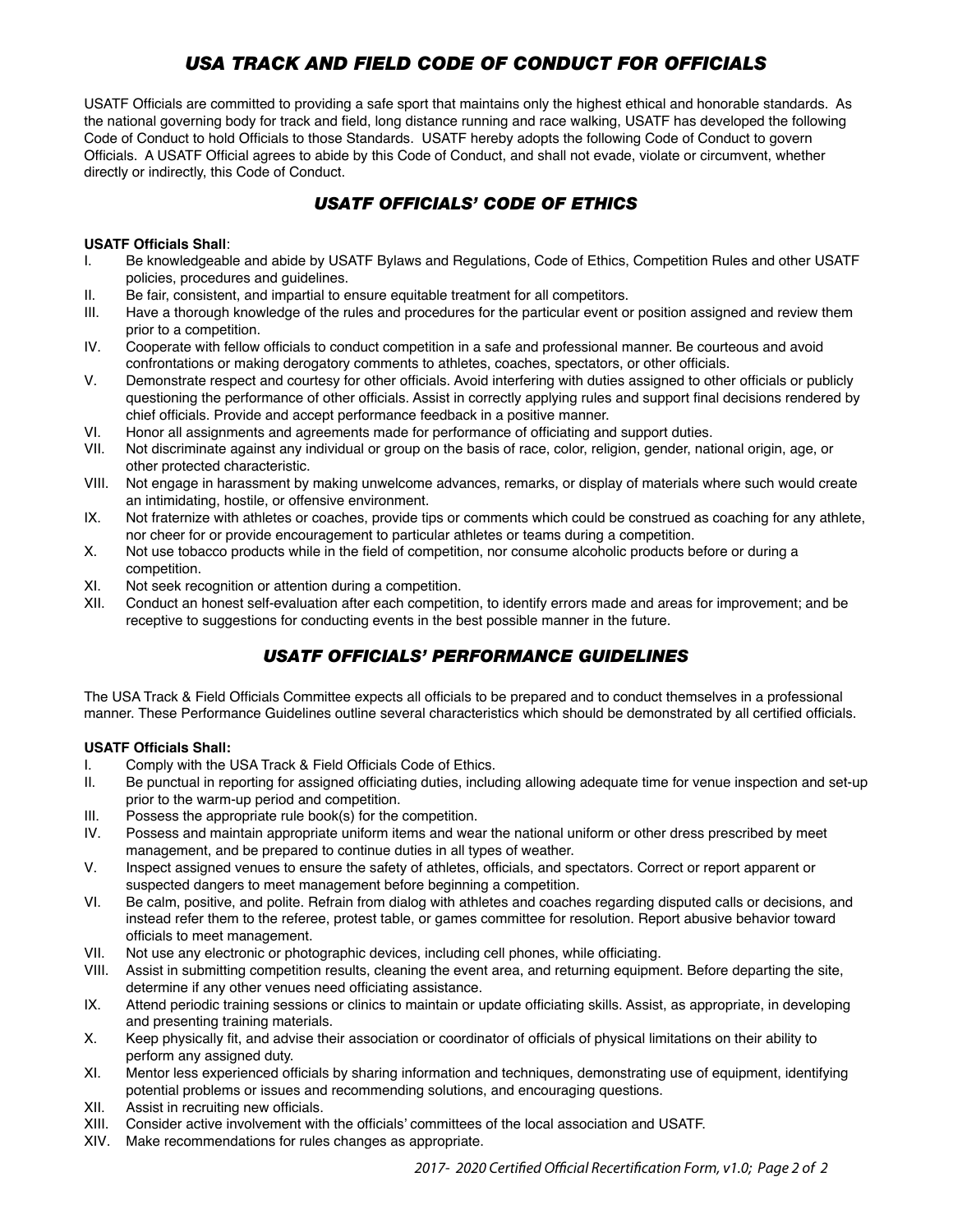# *USA TRACK AND FIELD CODE OF CONDUCT FOR OFFICIALS*

USATF Officials are committed to providing a safe sport that maintains only the highest ethical and honorable standards. As the national governing body for track and field, long distance running and race walking, USATF has developed the following Code of Conduct to hold Officials to those Standards. USATF hereby adopts the following Code of Conduct to govern Officials. A USATF Official agrees to abide by this Code of Conduct, and shall not evade, violate or circumvent, whether directly or indirectly, this Code of Conduct.

## *USATF OFFICIALS' CODE OF ETHICS*

**USATF Officials Shall**:

I. Be knowledgeable and abide by USATF Bylaws and Regulations, Code of Ethics, Competition Rules and other USATF policies, procedures and guidelines.
II. Be fair, consistent, and impartial to ensure equitable treatment for all competitors.
III. Have a thorough knowledge of the rules and procedures for the particular event or position assigned and review them prior to a competition.
IV. Cooperate with fellow officials to conduct competition in a safe and professional manner. Be courteous and avoid confrontations or making derogatory comments to athletes, coaches, spectators, or other officials.
V. Demonstrate respect and courtesy for other officials. Avoid interfering with duties assigned to other officials or publicly questioning the performance of other officials. Assist in correctly applying rules and support final decisions rendered by chief officials. Provide and accept performance feedback in a positive manner.
VI. Honor all assignments and agreements made for performance of officiating and support duties.
VII. Not discriminate against any individual or group on the basis of race, color, religion, gender, national origin, age, or other protected characteristic.
VIII. Not engage in harassment by making unwelcome advances, remarks, or display of materials where such would create an intimidating, hostile, or offensive environment.
IX. Not fraternize with athletes or coaches, provide tips or comments which could be construed as coaching for any athlete, nor cheer for or provide encouragement to particular athletes or teams during a competition.
X. Not use tobacco products while in the field of competition, nor consume alcoholic products before or during a competition.
XI. Not seek recognition or attention during a competition.
XII. Conduct an honest self-evaluation after each competition, to identify errors made and areas for improvement; and be receptive to suggestions for conducting events in the best possible manner in the future.

## *USATF OFFICIALS' PERFORMANCE GUIDELINES*

The USA Track & Field Officials Committee expects all officials to be prepared and to conduct themselves in a professional manner. These Performance Guidelines outline several characteristics which should be demonstrated by all certified officials.

**USATF Officials Shall:**

I. Comply with the USA Track & Field Officials Code of Ethics.
II. Be punctual in reporting for assigned officiating duties, including allowing adequate time for venue inspection and set-up prior to the warm-up period and competition.
III. Possess the appropriate rule book(s) for the competition.
IV. Possess and maintain appropriate uniform items and wear the national uniform or other dress prescribed by meet management, and be prepared to continue duties in all types of weather.
V. Inspect assigned venues to ensure the safety of athletes, officials, and spectators. Correct or report apparent or suspected dangers to meet management before beginning a competition.
VI. Be calm, positive, and polite. Refrain from dialog with athletes and coaches regarding disputed calls or decisions, and instead refer them to the referee, protest table, or games committee for resolution. Report abusive behavior toward officials to meet management.
VII. Not use any electronic or photographic devices, including cell phones, while officiating.
VIII. Assist in submitting competition results, cleaning the event area, and returning equipment. Before departing the site, determine if any other venues need officiating assistance.
IX. Attend periodic training sessions or clinics to maintain or update officiating skills. Assist, as appropriate, in developing and presenting training materials.
X. Keep physically fit, and advise their association or coordinator of officials of physical limitations on their ability to perform any assigned duty.
XI. Mentor less experienced officials by sharing information and techniques, demonstrating use of equipment, identifying potential problems or issues and recommending solutions, and encouraging questions.
XII. Assist in recruiting new officials.
XIII. Consider active involvement with the officials' committees of the local association and USATF.
XIV. Make recommendations for rules changes as appropriate.